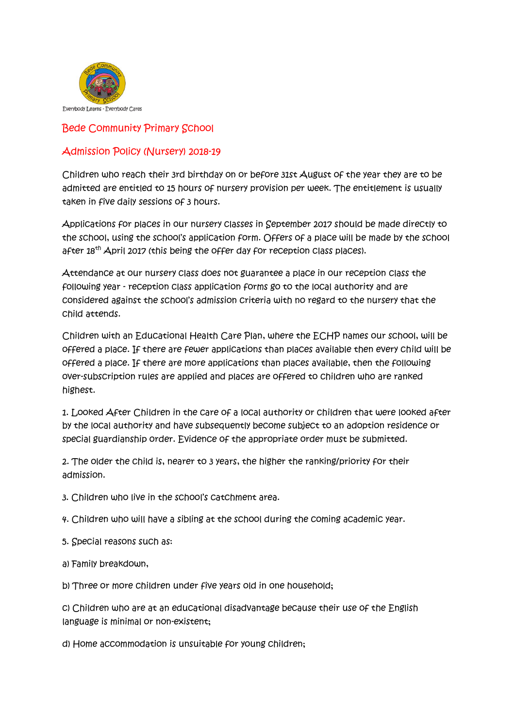Everybody Learns - Everybody Cares

# Bede Community Primary School

## Admission Policy (Nursery) 2018-19

Children who reach their 3rd birthday on or before 31st August of the year they are to be admitted are entitled to 15 hours of nursery provision per week. The entitlement is usually taken in five daily sessions of 3 hours.

Applications for places in our nursery classes in September 2017 should be made directly to the school, using the school's application form. Offers of a place will be made by the school after 18th April 2017 (this being the offer day for reception class places).

Attendance at our nursery class does not guarantee a place in our reception class the following year - reception class application forms go to the local authority and are considered against the school's admission criteria with no regard to the nursery that the child attends.

Children with an Educational Health Care Plan, where the ECHP names our school, will be offered a place. If there are fewer applications than places available then every child will be offered a place. If there are more applications than places available, then the following over-subscription rules are applied and places are offered to children who are ranked highest.

1. Looked After Children in the care of a local authority or children that were looked after by the local authority and have subsequently become subject to an adoption residence or special guardianship order. Evidence of the appropriate order must be submitted.

2. The older the child is, nearer to 3 years, the higher the ranking/priority for their admission.

3. Children who live in the school's catchment area.

4. Children who will have a sibling at the school during the coming academic year.

5. Special reasons such as:

a) Family breakdown,

b) Three or more children under five years old in one household;

c) Children who are at an educational disadvantage because their use of the English language is minimal or non-existent;

d) Home accommodation is unsuitable for young children;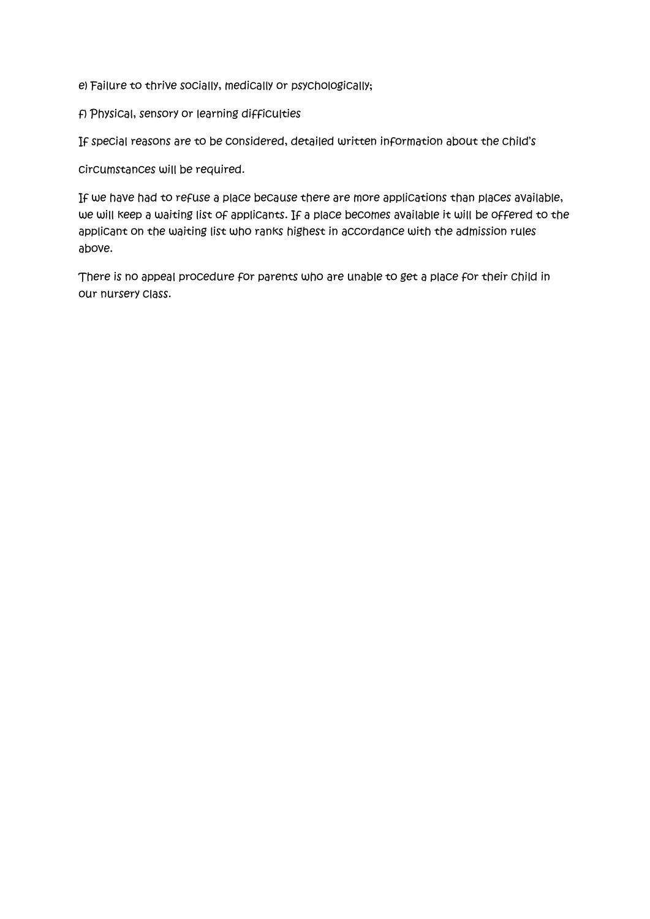e) Failure to thrive socially, medically or psychologically;

f) Physical, sensory or learning difficulties

If special reasons are to be considered, detailed written information about the child's circumstances will be required.

If we have had to refuse a place because there are more applications than places available, we will keep a waiting list of applicants. If a place becomes available it will be offered to the applicant on the waiting list who ranks highest in accordance with the admission rules above.

There is no appeal procedure for parents who are unable to get a place for their child in our nursery class.